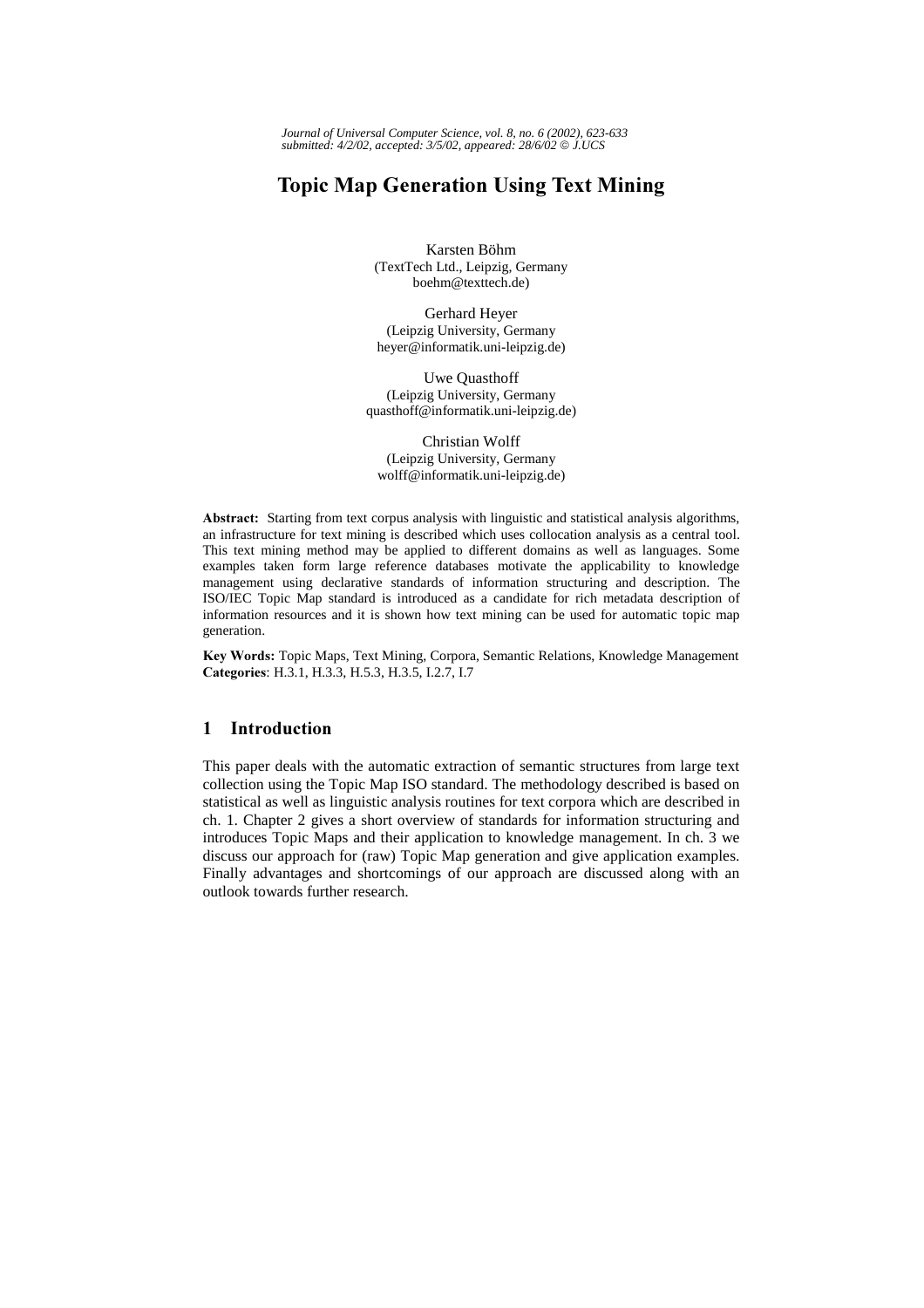# Topic Map Generation Using Text Mining

Karsten Böhm
(TextTech Ltd., Leipzig, Germany
boehm@texttech.de)

Gerhard Heyer
(Leipzig University, Germany
heyer@informatik.uni-leipzig.de)

Uwe Quasthoff
(Leipzig University, Germany
quasthoff@informatik.uni-leipzig.de)

Christian Wolff
(Leipzig University, Germany
wolff@informatik.uni-leipzig.de)

**Abstract:** Starting from text corpus analysis with linguistic and statistical analysis algorithms, an infrastructure for text mining is described which uses collocation analysis as a central tool. This text mining method may be applied to different domains as well as languages. Some examples taken form large reference databases motivate the applicability to knowledge management using declarative standards of information structuring and description. The ISO/IEC Topic Map standard is introduced as a candidate for rich metadata description of information resources and it is shown how text mining can be used for automatic topic map generation.

**Key Words:** Topic Maps, Text Mining, Corpora, Semantic Relations, Knowledge Management
**Categories**: H.3.1, H.3.3, H.5.3, H.3.5, I.2.7, I.7

## 1 Introduction

This paper deals with the automatic extraction of semantic structures from large text collection using the Topic Map ISO standard. The methodology described is based on statistical as well as linguistic analysis routines for text corpora which are described in ch. 1. Chapter 2 gives a short overview of standards for information structuring and introduces Topic Maps and their application to knowledge management. In ch. 3 we discuss our approach for (raw) Topic Map generation and give application examples. Finally advantages and shortcomings of our approach are discussed along with an outlook towards further research.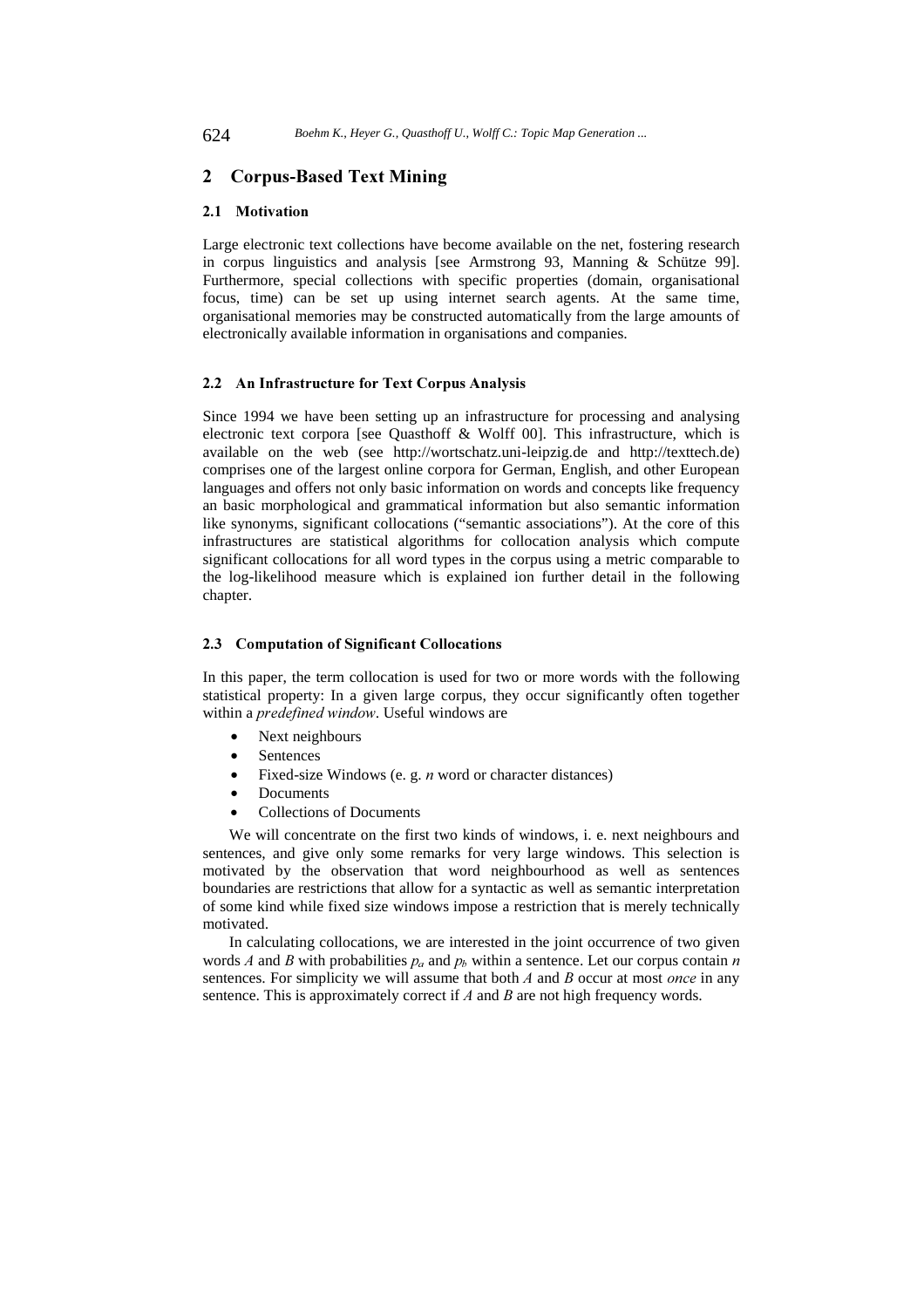## 2 Corpus-Based Text Mining

### 2.1 Motivation

Large electronic text collections have become available on the net, fostering research in corpus linguistics and analysis [see Armstrong 93, Manning & Schütze 99]. Furthermore, special collections with specific properties (domain, organisational focus, time) can be set up using internet search agents. At the same time, organisational memories may be constructed automatically from the large amounts of electronically available information in organisations and companies.

### 2.2 An Infrastructure for Text Corpus Analysis

Since 1994 we have been setting up an infrastructure for processing and analysing electronic text corpora [see Quasthoff & Wolff 00]. This infrastructure, which is available on the web (see http://wortschatz.uni-leipzig.de and http://texttech.de) comprises one of the largest online corpora for German, English, and other European languages and offers not only basic information on words and concepts like frequency an basic morphological and grammatical information but also semantic information like synonyms, significant collocations ("semantic associations"). At the core of this infrastructures are statistical algorithms for collocation analysis which compute significant collocations for all word types in the corpus using a metric comparable to the log-likelihood measure which is explained ion further detail in the following chapter.

### 2.3 Computation of Significant Collocations

In this paper, the term collocation is used for two or more words with the following statistical property: In a given large corpus, they occur significantly often together within a *predefined window*. Useful windows are

- Next neighbours
- Sentences
- Fixed-size Windows (e. g. *n* word or character distances)
- Documents
- Collections of Documents

We will concentrate on the first two kinds of windows, i. e. next neighbours and sentences, and give only some remarks for very large windows. This selection is motivated by the observation that word neighbourhood as well as sentences boundaries are restrictions that allow for a syntactic as well as semantic interpretation of some kind while fixed size windows impose a restriction that is merely technically motivated.

In calculating collocations, we are interested in the joint occurrence of two given words *A* and *B* with probabilities $p_a$ and $p_b$ within a sentence. Let our corpus contain *n* sentences. For simplicity we will assume that both *A* and *B* occur at most *once* in any sentence. This is approximately correct if *A* and *B* are not high frequency words.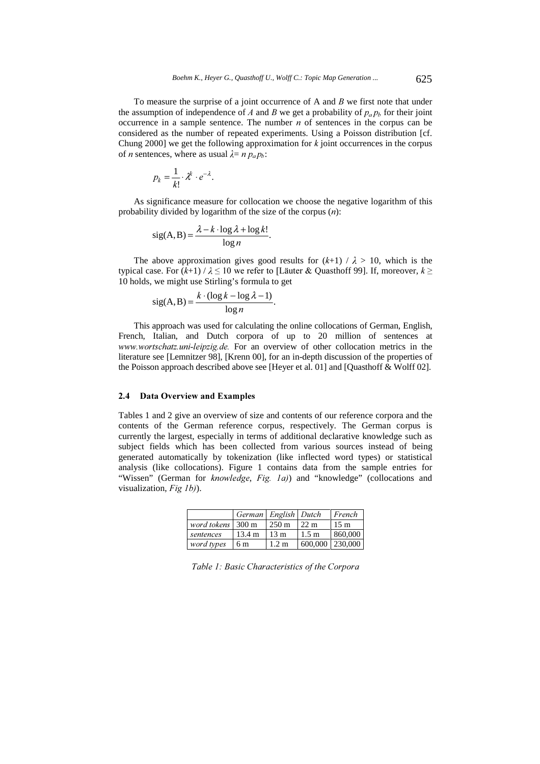To measure the surprise of a joint occurrence of A and *B* we first note that under the assumption of independence of *A* and *B* we get a probability of $p_a p_b$ for their joint occurrence in a sample sentence. The number *n* of sentences in the corpus can be considered as the number of repeated experiments. Using a Poisson distribution [cf. Chung 2000] we get the following approximation for *k* joint occurrences in the corpus of *n* sentences, where as usual $\lambda = n\, p_a p_b$:

$$p_k = \frac{1}{k!} \cdot \lambda^k \cdot e^{-\lambda}.$$

As significance measure for collocation we choose the negative logarithm of this probability divided by logarithm of the size of the corpus (*n*):

$$\text{sig(A, B)} = \frac{\lambda - k \cdot \log \lambda + \log k!}{\log n}.$$

The above approximation gives good results for $(k+1) / \lambda > 10$, which is the typical case. For $(k+1) / \lambda \leq 10$ we refer to [Läuter & Quasthoff 99]. If, moreover, $k \geq 10$ holds, we might use Stirling's formula to get

$$\text{sig(A, B)} = \frac{k \cdot (\log k - \log \lambda - 1)}{\log n}.$$

This approach was used for calculating the online collocations of German, English, French, Italian, and Dutch corpora of up to 20 million of sentences at *www.wortschatz.uni-leipzig.de.* For an overview of other collocation metrics in the literature see [Lemnitzer 98], [Krenn 00], for an in-depth discussion of the properties of the Poisson approach described above see [Heyer et al. 01] and [Quasthoff & Wolff 02].

### 2.4 Data Overview and Examples

Tables 1 and 2 give an overview of size and contents of our reference corpora and the contents of the German reference corpus, respectively. The German corpus is currently the largest, especially in terms of additional declarative knowledge such as subject fields which has been collected from various sources instead of being generated automatically by tokenization (like inflected word types) or statistical analysis (like collocations). Figure 1 contains data from the sample entries for "Wissen" (German for *knowledge*, *Fig. 1a)*) and "knowledge" (collocations and visualization, *Fig 1b)*).

| | *German* | *English* | *Dutch* | *French* |
|---|---|---|---|---|
| *word tokens* | 300 m | 250 m | 22 m | 15 m |
| *sentences* | 13.4 m | 13 m | 1.5 m | 860,000 |
| *word types* | 6 m | 1.2 m | 600,000 | 230,000 |

*Table 1: Basic Characteristics of the Corpora*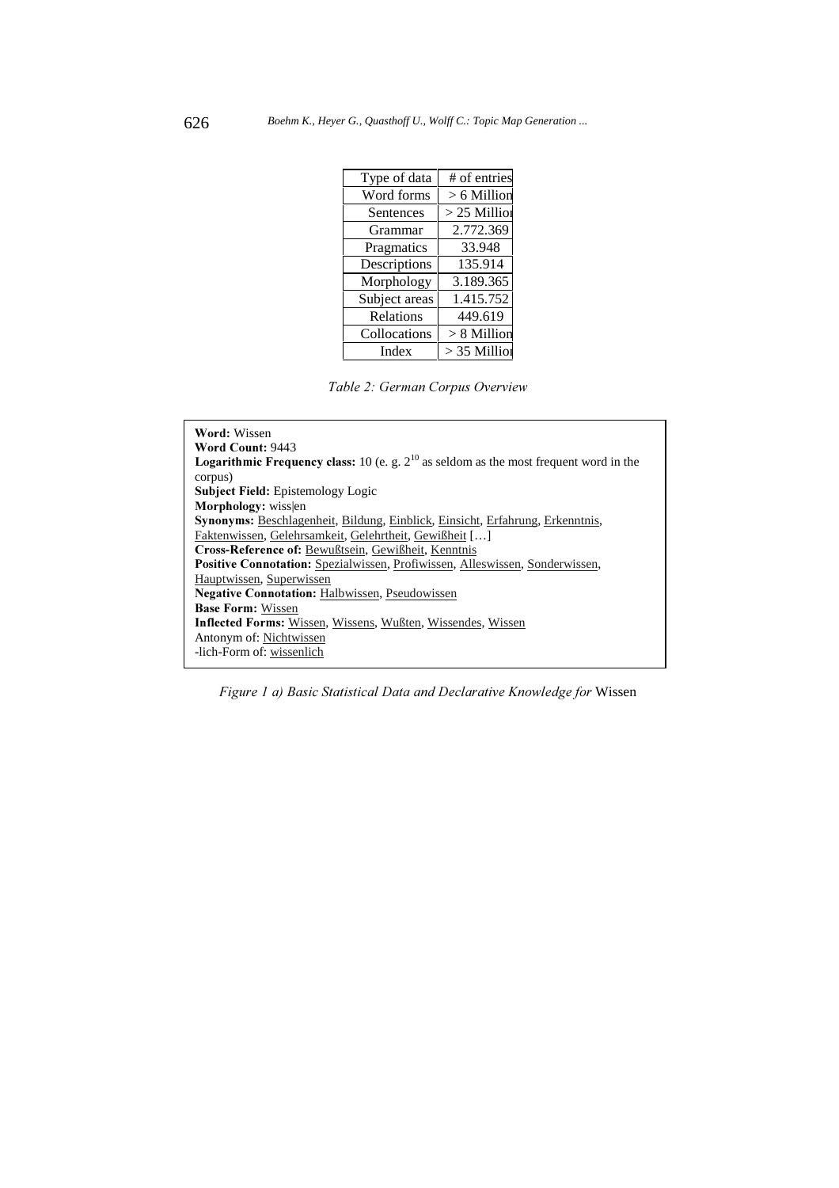| Type of data | # of entries |
| --- | --- |
| Word forms | > 6 Million |
| Sentences | > 25 Million |
| Grammar | 2.772.369 |
| Pragmatics | 33.948 |
| Descriptions | 135.914 |
| Morphology | 3.189.365 |
| Subject areas | 1.415.752 |
| Relations | 449.619 |
| Collocations | > 8 Million |
| Index | > 35 Million |

*Table 2: German Corpus Overview*

**Word:** Wissen
**Word Count:** 9443
**Logarithmic Frequency class:** 10 (e. g. $2^{10}$ as seldom as the most frequent word in the corpus)
**Subject Field:** Epistemology Logic
**Morphology:** wiss|en
**Synonyms:** Beschlagenheit, Bildung, Einblick, Einsicht, Erfahrung, Erkenntnis, Faktenwissen, Gelehrsamkeit, Gelehrtheit, Gewißheit […]
**Cross-Reference of:** Bewußtsein, Gewißheit, Kenntnis
**Positive Connotation:** Spezialwissen, Profiwissen, Alleswissen, Sonderwissen, Hauptwissen, Superwissen
**Negative Connotation:** Halbwissen, Pseudowissen
**Base Form:** Wissen
**Inflected Forms:** Wissen, Wissens, Wußten, Wissendes, Wissen
Antonym of: Nichtwissen
-lich-Form of: wissenlich

*Figure 1 a) Basic Statistical Data and Declarative Knowledge for* Wissen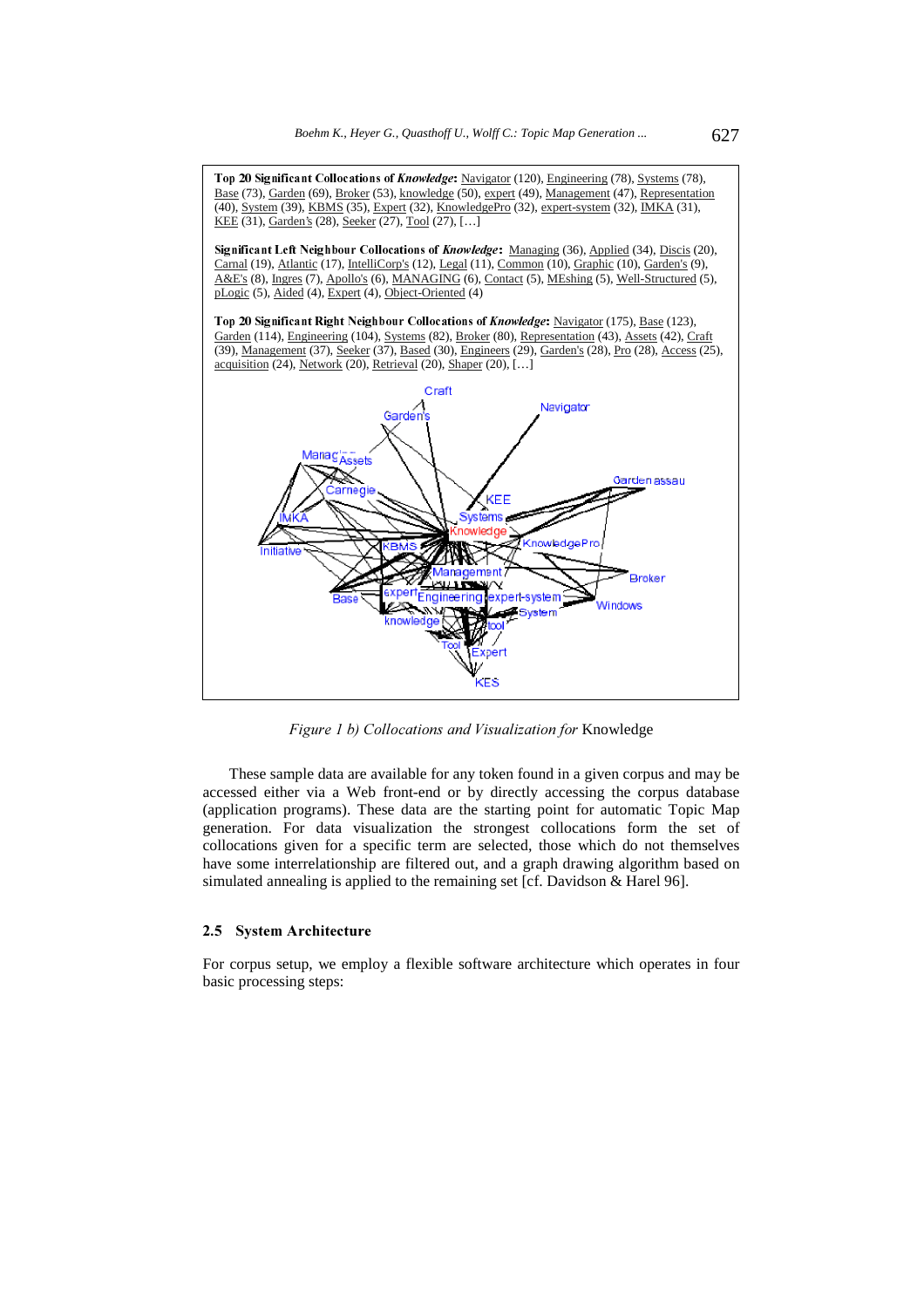**Top 20 Significant Collocations of *Knowledge*:** Navigator (120), Engineering (78), Systems (78), Base (73), Garden (69), Broker (53), knowledge (50), expert (49), Management (47), Representation (40), System (39), KBMS (35), Expert (32), KnowledgePro (32), expert-system (32), IMKA (31), KEE (31), Garden's (28), Seeker (27), Tool (27), […]

**Significant Left Neighbour Collocations of *Knowledge*:** Managing (36), Applied (34), Discis (20), Carnal (19), Atlantic (17), IntelliCorp's (12), Legal (11), Common (10), Graphic (10), Garden's (9), A&E's (8), Ingres (7), Apollo's (6), MANAGING (6), Contact (5), MEshing (5), Well-Structured (5), pLogic (5), Aided (4), Expert (4), Object-Oriented (4)

**Top 20 Significant Right Neighbour Collocations of *Knowledge*:** Navigator (175), Base (123), Garden (114), Engineering (104), Systems (82), Broker (80), Representation (43), Assets (42), Craft (39), Management (37), Seeker (37), Based (30), Engineers (29), Garden's (28), Pro (28), Access (25), acquisition (24), Network (20), Retrieval (20), Shaper (20), […]

*Figure 1 b) Collocations and Visualization for* Knowledge

These sample data are available for any token found in a given corpus and may be accessed either via a Web front-end or by directly accessing the corpus database (application programs). These data are the starting point for automatic Topic Map generation. For data visualization the strongest collocations form the set of collocations given for a specific term are selected, those which do not themselves have some interrelationship are filtered out, and a graph drawing algorithm based on simulated annealing is applied to the remaining set [cf. Davidson & Harel 96].

### 2.5 System Architecture

For corpus setup, we employ a flexible software architecture which operates in four basic processing steps: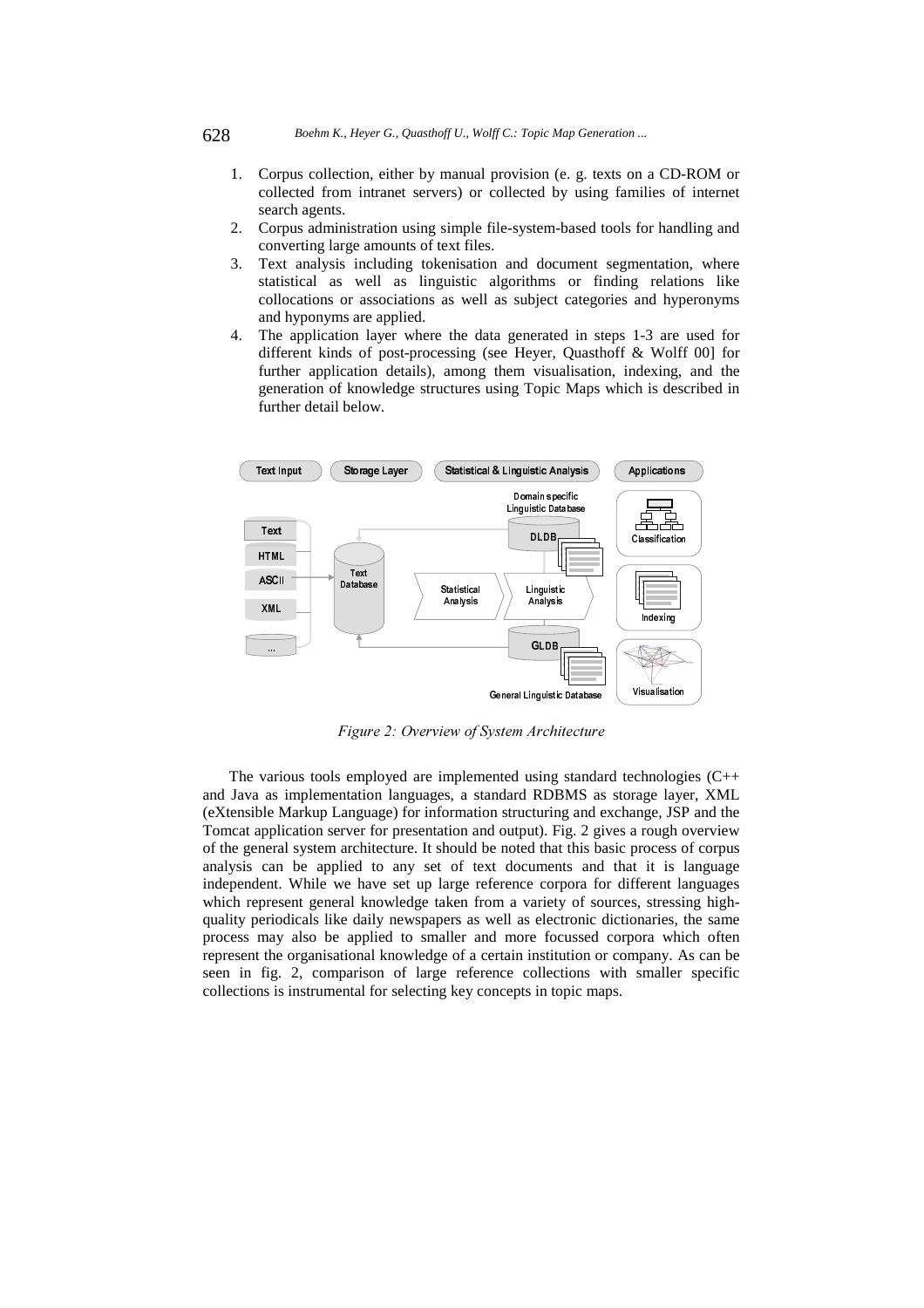1. Corpus collection, either by manual provision (e. g. texts on a CD-ROM or collected from intranet servers) or collected by using families of internet search agents.
2. Corpus administration using simple file-system-based tools for handling and converting large amounts of text files.
3. Text analysis including tokenisation and document segmentation, where statistical as well as linguistic algorithms or finding relations like collocations or associations as well as subject categories and hyperonyms and hyponyms are applied.
4. The application layer where the data generated in steps 1-3 are used for different kinds of post-processing (see Heyer, Quasthoff & Wolff 00] for further application details), among them visualisation, indexing, and the generation of knowledge structures using Topic Maps which is described in further detail below.

*Figure 2: Overview of System Architecture*

The various tools employed are implemented using standard technologies (C++ and Java as implementation languages, a standard RDBMS as storage layer, XML (eXtensible Markup Language) for information structuring and exchange, JSP and the Tomcat application server for presentation and output). Fig. 2 gives a rough overview of the general system architecture. It should be noted that this basic process of corpus analysis can be applied to any set of text documents and that it is language independent. While we have set up large reference corpora for different languages which represent general knowledge taken from a variety of sources, stressing high-quality periodicals like daily newspapers as well as electronic dictionaries, the same process may also be applied to smaller and more focussed corpora which often represent the organisational knowledge of a certain institution or company. As can be seen in fig. 2, comparison of large reference collections with smaller specific collections is instrumental for selecting key concepts in topic maps.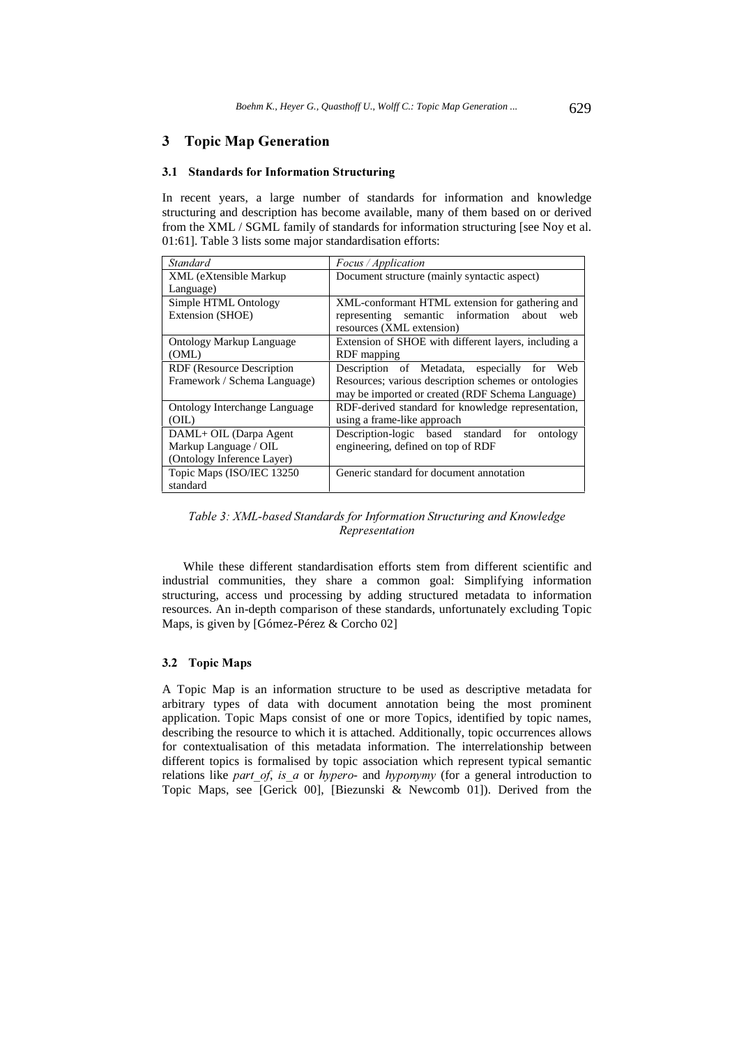## 3 Topic Map Generation

### 3.1 Standards for Information Structuring

In recent years, a large number of standards for information and knowledge structuring and description has become available, many of them based on or derived from the XML / SGML family of standards for information structuring [see Noy et al. 01:61]. Table 3 lists some major standardisation efforts:

| *Standard* | *Focus / Application* |
|---|---|
| XML (eXtensible Markup Language) | Document structure (mainly syntactic aspect) |
| Simple HTML Ontology Extension (SHOE) | XML-conformant HTML extension for gathering and representing semantic information about web resources (XML extension) |
| Ontology Markup Language (OML) | Extension of SHOE with different layers, including a RDF mapping |
| RDF (Resource Description Framework / Schema Language) | Description of Metadata, especially for Web Resources; various description schemes or ontologies may be imported or created (RDF Schema Language) |
| Ontology Interchange Language (OIL) | RDF-derived standard for knowledge representation, using a frame-like approach |
| DAML+ OIL (Darpa Agent Markup Language / OIL (Ontology Inference Layer) | Description-logic based standard for ontology engineering, defined on top of RDF |
| Topic Maps (ISO/IEC 13250 standard | Generic standard for document annotation |

*Table 3: XML-based Standards for Information Structuring and Knowledge Representation*

While these different standardisation efforts stem from different scientific and industrial communities, they share a common goal: Simplifying information structuring, access und processing by adding structured metadata to information resources. An in-depth comparison of these standards, unfortunately excluding Topic Maps, is given by [Gómez-Pérez & Corcho 02]

### 3.2 Topic Maps

A Topic Map is an information structure to be used as descriptive metadata for arbitrary types of data with document annotation being the most prominent application. Topic Maps consist of one or more Topics, identified by topic names, describing the resource to which it is attached. Additionally, topic occurrences allows for contextualisation of this metadata information. The interrelationship between different topics is formalised by topic association which represent typical semantic relations like *part_of*, *is_a* or *hypero-* and *hyponymy* (for a general introduction to Topic Maps, see [Gerick 00], [Biezunski & Newcomb 01]). Derived from the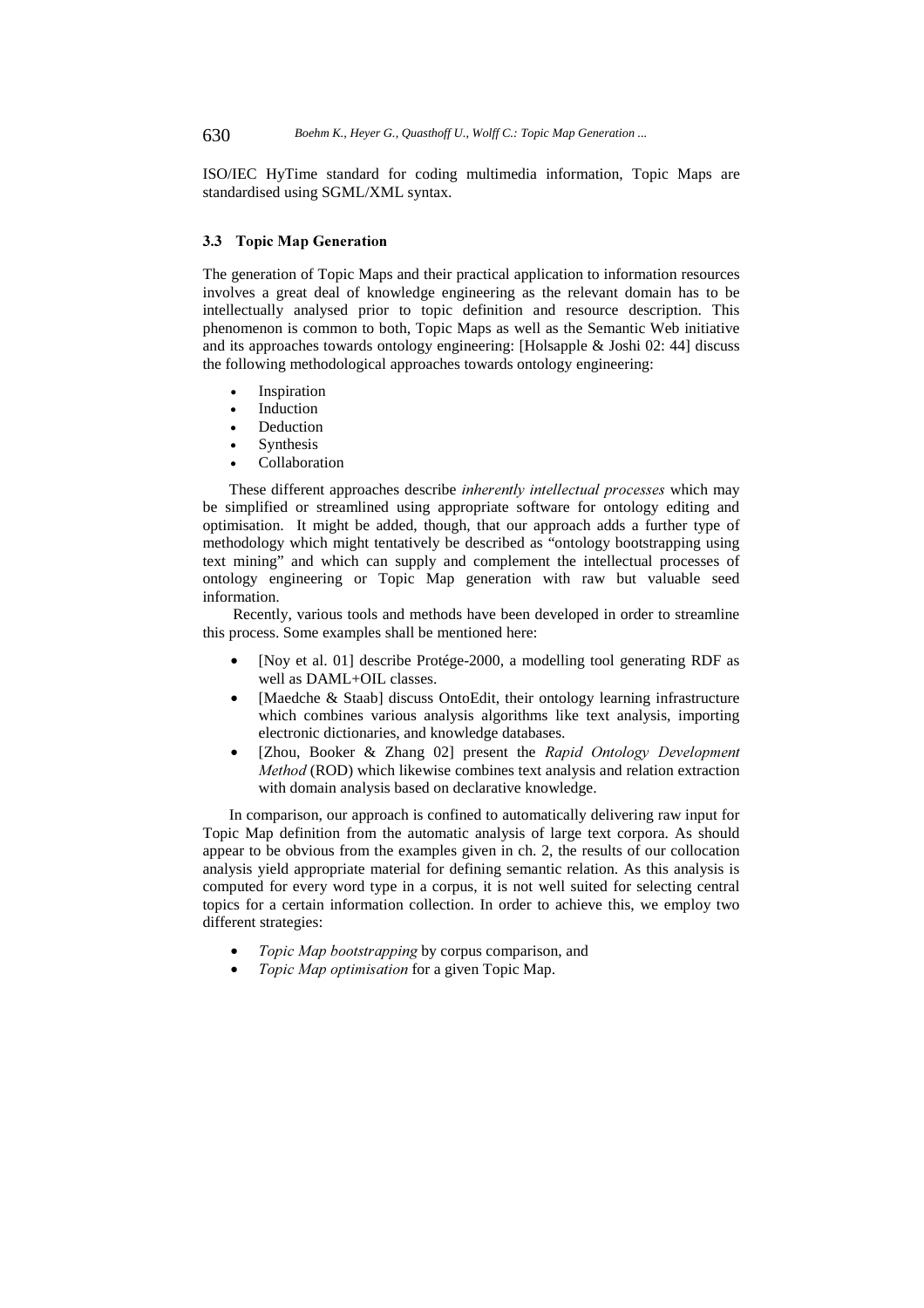ISO/IEC HyTime standard for coding multimedia information, Topic Maps are standardised using SGML/XML syntax.

### 3.3 Topic Map Generation

The generation of Topic Maps and their practical application to information resources involves a great deal of knowledge engineering as the relevant domain has to be intellectually analysed prior to topic definition and resource description. This phenomenon is common to both, Topic Maps as well as the Semantic Web initiative and its approaches towards ontology engineering: [Holsapple & Joshi 02: 44] discuss the following methodological approaches towards ontology engineering:

- Inspiration
- Induction
- Deduction
- Synthesis
- Collaboration

These different approaches describe *inherently intellectual processes* which may be simplified or streamlined using appropriate software for ontology editing and optimisation. It might be added, though, that our approach adds a further type of methodology which might tentatively be described as "ontology bootstrapping using text mining" and which can supply and complement the intellectual processes of ontology engineering or Topic Map generation with raw but valuable seed information.

Recently, various tools and methods have been developed in order to streamline this process. Some examples shall be mentioned here:

- [Noy et al. 01] describe Protége-2000, a modelling tool generating RDF as well as DAML+OIL classes.
- [Maedche & Staab] discuss OntoEdit, their ontology learning infrastructure which combines various analysis algorithms like text analysis, importing electronic dictionaries, and knowledge databases.
- [Zhou, Booker & Zhang 02] present the *Rapid Ontology Development Method* (ROD) which likewise combines text analysis and relation extraction with domain analysis based on declarative knowledge.

In comparison, our approach is confined to automatically delivering raw input for Topic Map definition from the automatic analysis of large text corpora. As should appear to be obvious from the examples given in ch. 2, the results of our collocation analysis yield appropriate material for defining semantic relation. As this analysis is computed for every word type in a corpus, it is not well suited for selecting central topics for a certain information collection. In order to achieve this, we employ two different strategies:

- *Topic Map bootstrapping* by corpus comparison, and
- *Topic Map optimisation* for a given Topic Map.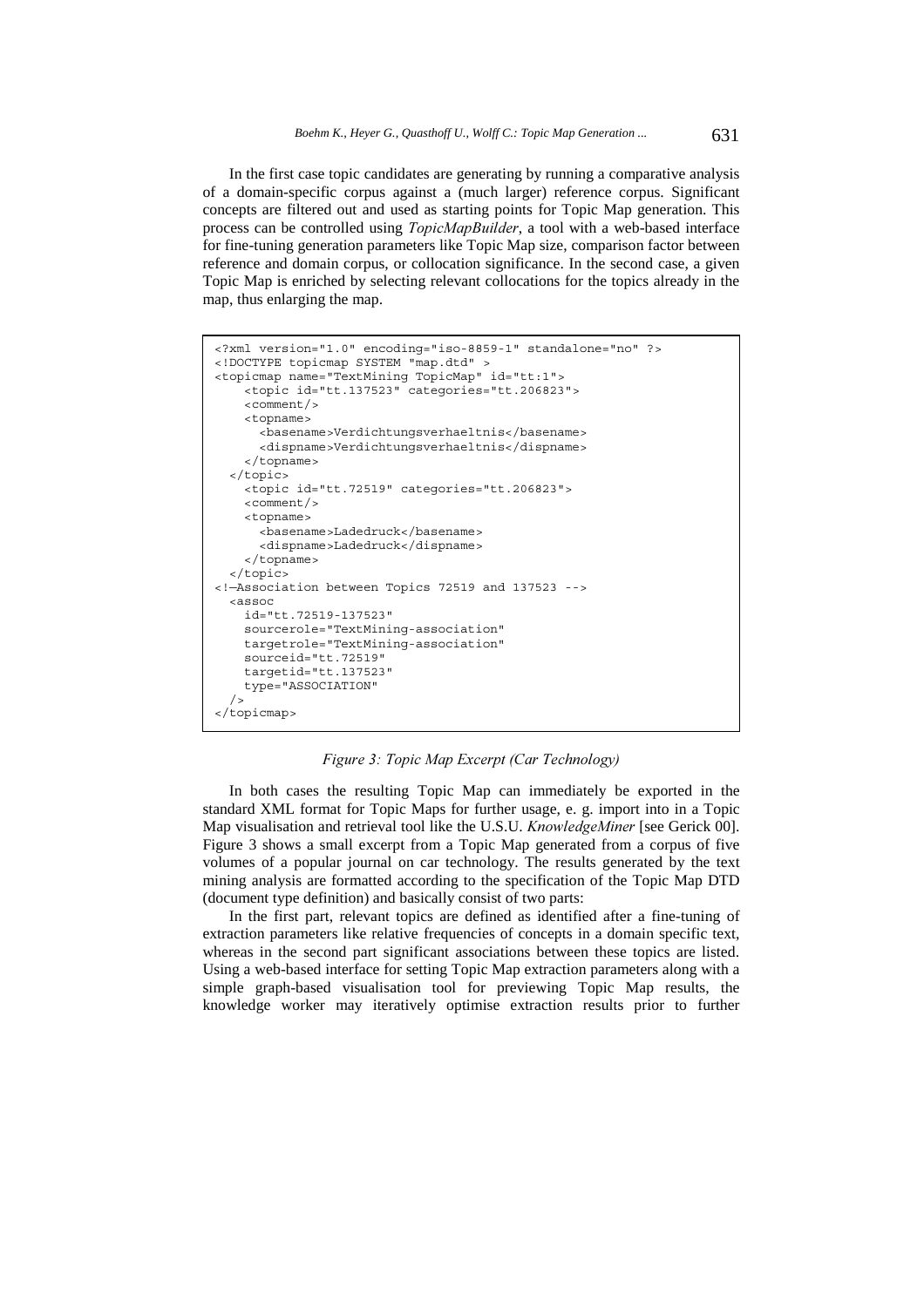In the first case topic candidates are generating by running a comparative analysis of a domain-specific corpus against a (much larger) reference corpus. Significant concepts are filtered out and used as starting points for Topic Map generation. This process can be controlled using *TopicMapBuilder*, a tool with a web-based interface for fine-tuning generation parameters like Topic Map size, comparison factor between reference and domain corpus, or collocation significance. In the second case, a given Topic Map is enriched by selecting relevant collocations for the topics already in the map, thus enlarging the map.

```
<?xml version="1.0" encoding="iso-8859-1" standalone="no" ?>
<!DOCTYPE topicmap SYSTEM "map.dtd" >
<topicmap name="TextMining TopicMap" id="tt:1">
    <topic id="tt.137523" categories="tt.206823">
    <comment/>
    <topname>
      <basename>Verdichtungsverhaeltnis</basename>
      <dispname>Verdichtungsverhaeltnis</dispname>
    </topname>
  </topic>
    <topic id="tt.72519" categories="tt.206823">
    <comment/>
    <topname>
      <basename>Ladedruck</basename>
      <dispname>Ladedruck</dispname>
    </topname>
  </topic>
<!—Association between Topics 72519 and 137523 -->
  <assoc
    id="tt.72519-137523"
    sourcerole="TextMining-association"
    targetrole="TextMining-association"
    sourceid="tt.72519"
    targetid="tt.137523"
    type="ASSOCIATION"
  />
</topicmap>
```

*Figure 3: Topic Map Excerpt (Car Technology)*

In both cases the resulting Topic Map can immediately be exported in the standard XML format for Topic Maps for further usage, e. g. import into in a Topic Map visualisation and retrieval tool like the U.S.U. *KnowledgeMiner* [see Gerick 00]. Figure 3 shows a small excerpt from a Topic Map generated from a corpus of five volumes of a popular journal on car technology. The results generated by the text mining analysis are formatted according to the specification of the Topic Map DTD (document type definition) and basically consist of two parts:

In the first part, relevant topics are defined as identified after a fine-tuning of extraction parameters like relative frequencies of concepts in a domain specific text, whereas in the second part significant associations between these topics are listed. Using a web-based interface for setting Topic Map extraction parameters along with a simple graph-based visualisation tool for previewing Topic Map results, the knowledge worker may iteratively optimise extraction results prior to further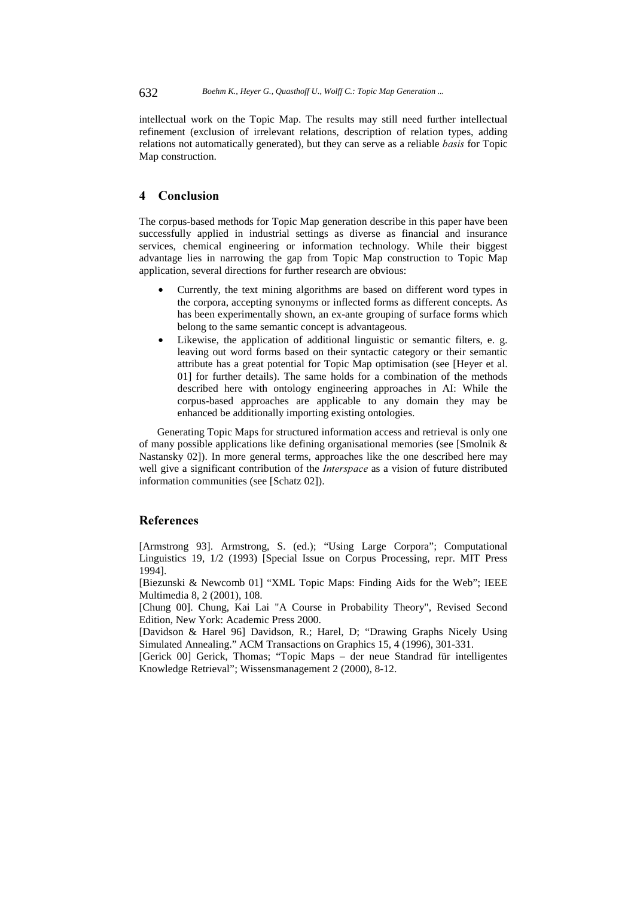intellectual work on the Topic Map. The results may still need further intellectual refinement (exclusion of irrelevant relations, description of relation types, adding relations not automatically generated), but they can serve as a reliable *basis* for Topic Map construction.

## 4 Conclusion

The corpus-based methods for Topic Map generation describe in this paper have been successfully applied in industrial settings as diverse as financial and insurance services, chemical engineering or information technology. While their biggest advantage lies in narrowing the gap from Topic Map construction to Topic Map application, several directions for further research are obvious:

- Currently, the text mining algorithms are based on different word types in the corpora, accepting synonyms or inflected forms as different concepts. As has been experimentally shown, an ex-ante grouping of surface forms which belong to the same semantic concept is advantageous.
- Likewise, the application of additional linguistic or semantic filters, e. g. leaving out word forms based on their syntactic category or their semantic attribute has a great potential for Topic Map optimisation (see [Heyer et al. 01] for further details). The same holds for a combination of the methods described here with ontology engineering approaches in AI: While the corpus-based approaches are applicable to any domain they may be enhanced be additionally importing existing ontologies.

Generating Topic Maps for structured information access and retrieval is only one of many possible applications like defining organisational memories (see [Smolnik & Nastansky 02]). In more general terms, approaches like the one described here may well give a significant contribution of the *Interspace* as a vision of future distributed information communities (see [Schatz 02]).

## References

[Armstrong 93]. Armstrong, S. (ed.); "Using Large Corpora"; Computational Linguistics 19, 1/2 (1993) [Special Issue on Corpus Processing, repr. MIT Press 1994].

[Biezunski & Newcomb 01] "XML Topic Maps: Finding Aids for the Web"; IEEE Multimedia 8, 2 (2001), 108.

[Chung 00]. Chung, Kai Lai "A Course in Probability Theory", Revised Second Edition, New York: Academic Press 2000.

[Davidson & Harel 96] Davidson, R.; Harel, D; "Drawing Graphs Nicely Using Simulated Annealing." ACM Transactions on Graphics 15, 4 (1996), 301-331.

[Gerick 00] Gerick, Thomas; "Topic Maps – der neue Standrad für intelligentes Knowledge Retrieval"; Wissensmanagement 2 (2000), 8-12.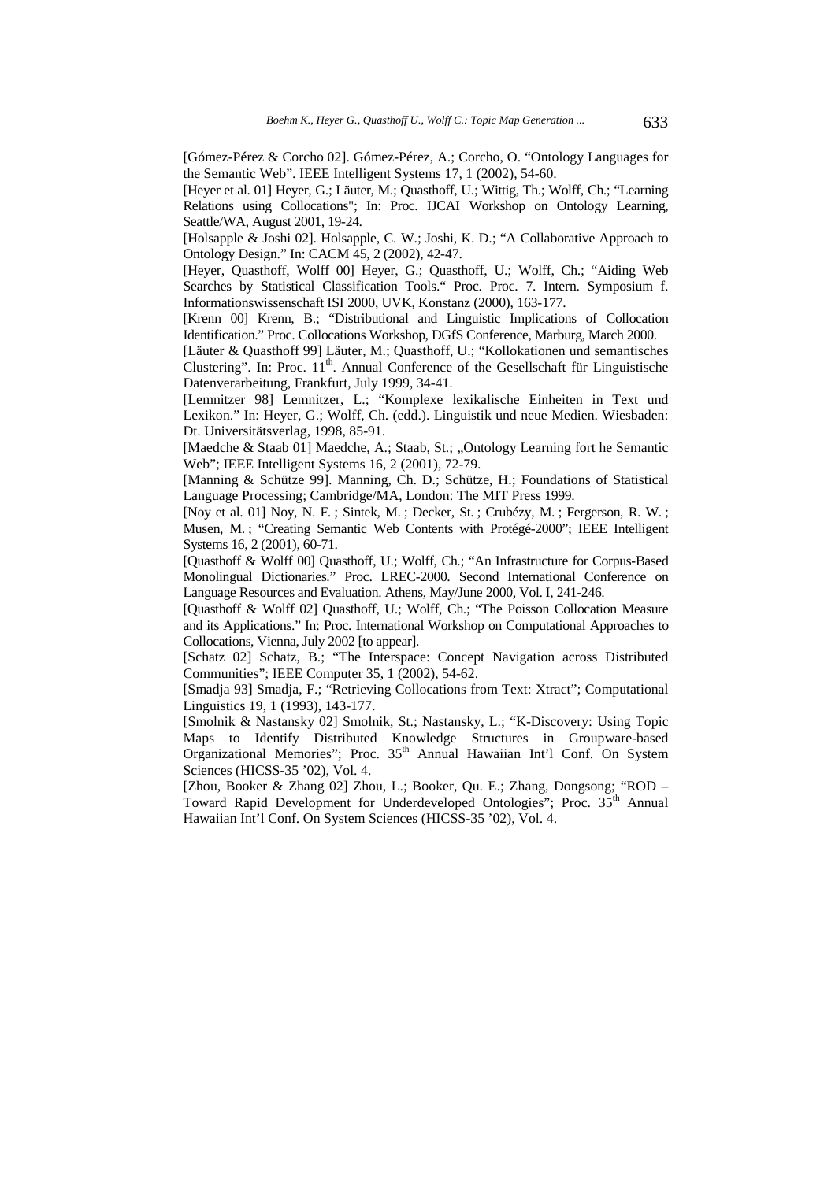[Gómez-Pérez & Corcho 02]. Gómez-Pérez, A.; Corcho, O. "Ontology Languages for the Semantic Web". IEEE Intelligent Systems 17, 1 (2002), 54-60.

[Heyer et al. 01] Heyer, G.; Läuter, M.; Quasthoff, U.; Wittig, Th.; Wolff, Ch.; "Learning Relations using Collocations"; In: Proc. IJCAI Workshop on Ontology Learning, Seattle/WA, August 2001, 19-24.

[Holsapple & Joshi 02]. Holsapple, C. W.; Joshi, K. D.; "A Collaborative Approach to Ontology Design." In: CACM 45, 2 (2002), 42-47.

[Heyer, Quasthoff, Wolff 00] Heyer, G.; Quasthoff, U.; Wolff, Ch.; "Aiding Web Searches by Statistical Classification Tools." Proc. Proc. 7. Intern. Symposium f. Informationswissenschaft ISI 2000, UVK, Konstanz (2000), 163-177.

[Krenn 00] Krenn, B.; "Distributional and Linguistic Implications of Collocation Identification." Proc. Collocations Workshop, DGfS Conference, Marburg, March 2000.

[Läuter & Quasthoff 99] Läuter, M.; Quasthoff, U.; "Kollokationen und semantisches Clustering". In: Proc. 11th. Annual Conference of the Gesellschaft für Linguistische Datenverarbeitung, Frankfurt, July 1999, 34-41.

[Lemnitzer 98] Lemnitzer, L.; "Komplexe lexikalische Einheiten in Text und Lexikon." In: Heyer, G.; Wolff, Ch. (edd.). Linguistik und neue Medien. Wiesbaden: Dt. Universitätsverlag, 1998, 85-91.

[Maedche & Staab 01] Maedche, A.; Staab, St.; „Ontology Learning fort he Semantic Web"; IEEE Intelligent Systems 16, 2 (2001), 72-79.

[Manning & Schütze 99]. Manning, Ch. D.; Schütze, H.; Foundations of Statistical Language Processing; Cambridge/MA, London: The MIT Press 1999.

[Noy et al. 01] Noy, N. F. ; Sintek, M. ; Decker, St. ; Crubézy, M. ; Fergerson, R. W. ; Musen, M. ; "Creating Semantic Web Contents with Protégé-2000"; IEEE Intelligent Systems 16, 2 (2001), 60-71.

[Quasthoff & Wolff 00] Quasthoff, U.; Wolff, Ch.; "An Infrastructure for Corpus-Based Monolingual Dictionaries." Proc. LREC-2000. Second International Conference on Language Resources and Evaluation. Athens, May/June 2000, Vol. I, 241-246.

[Quasthoff & Wolff 02] Quasthoff, U.; Wolff, Ch.; "The Poisson Collocation Measure and its Applications." In: Proc. International Workshop on Computational Approaches to Collocations, Vienna, July 2002 [to appear].

[Schatz 02] Schatz, B.; "The Interspace: Concept Navigation across Distributed Communities"; IEEE Computer 35, 1 (2002), 54-62.

[Smadja 93] Smadja, F.; "Retrieving Collocations from Text: Xtract"; Computational Linguistics 19, 1 (1993), 143-177.

[Smolnik & Nastansky 02] Smolnik, St.; Nastansky, L.; "K-Discovery: Using Topic Maps to Identify Distributed Knowledge Structures in Groupware-based Organizational Memories"; Proc. 35th Annual Hawaiian Int'l Conf. On System Sciences (HICSS-35 '02), Vol. 4.

[Zhou, Booker & Zhang 02] Zhou, L.; Booker, Qu. E.; Zhang, Dongsong; "ROD – Toward Rapid Development for Underdeveloped Ontologies"; Proc. 35th Annual Hawaiian Int'l Conf. On System Sciences (HICSS-35 '02), Vol. 4.